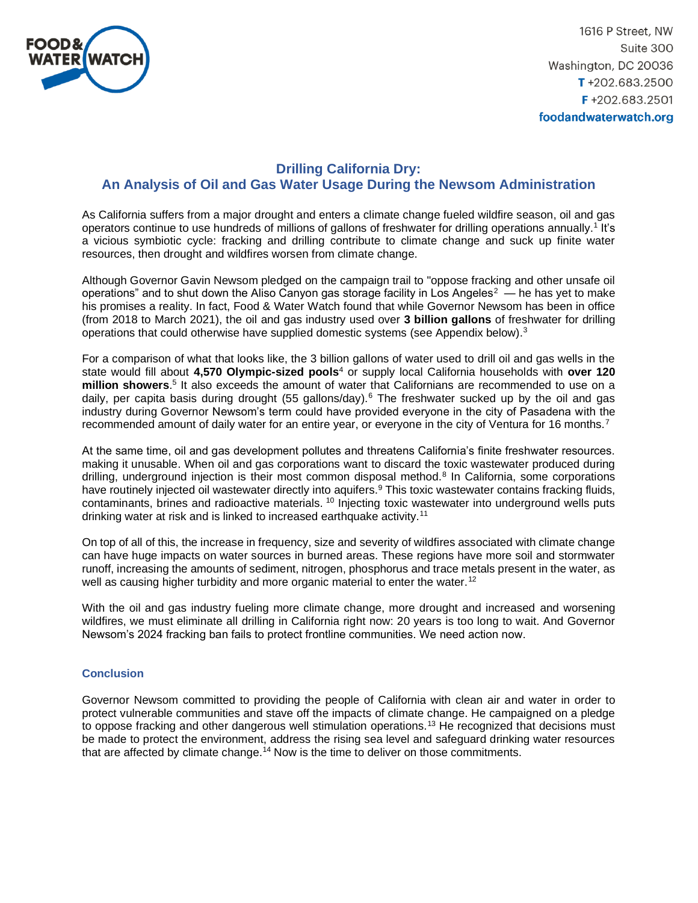1616 P Street, NW
Suite 300
Washington, DC 20036
T +202.683.2500
F +202.683.2501
foodandwaterwatch.org

# Drilling California Dry:
## An Analysis of Oil and Gas Water Usage During the Newsom Administration

As California suffers from a major drought and enters a climate change fueled wildfire season, oil and gas operators continue to use hundreds of millions of gallons of freshwater for drilling operations annually.[1] It's a vicious symbiotic cycle: fracking and drilling contribute to climate change and suck up finite water resources, then drought and wildfires worsen from climate change.

Although Governor Gavin Newsom pledged on the campaign trail to "oppose fracking and other unsafe oil operations" and to shut down the Aliso Canyon gas storage facility in Los Angeles[2] — he has yet to make his promises a reality. In fact, Food & Water Watch found that while Governor Newsom has been in office (from 2018 to March 2021), the oil and gas industry used over **3 billion gallons** of freshwater for drilling operations that could otherwise have supplied domestic systems (see Appendix below).[3]

For a comparison of what that looks like, the 3 billion gallons of water used to drill oil and gas wells in the state would fill about **4,570 Olympic-sized pools**[4] or supply local California households with **over 120 million showers**.[5] It also exceeds the amount of water that Californians are recommended to use on a daily, per capita basis during drought (55 gallons/day).[6] The freshwater sucked up by the oil and gas industry during Governor Newsom's term could have provided everyone in the city of Pasadena with the recommended amount of daily water for an entire year, or everyone in the city of Ventura for 16 months.[7]

At the same time, oil and gas development pollutes and threatens California's finite freshwater resources. making it unusable. When oil and gas corporations want to discard the toxic wastewater produced during drilling, underground injection is their most common disposal method.[8] In California, some corporations have routinely injected oil wastewater directly into aquifers.[9] This toxic wastewater contains fracking fluids, contaminants, brines and radioactive materials.[10] Injecting toxic wastewater into underground wells puts drinking water at risk and is linked to increased earthquake activity.[11]

On top of all of this, the increase in frequency, size and severity of wildfires associated with climate change can have huge impacts on water sources in burned areas. These regions have more soil and stormwater runoff, increasing the amounts of sediment, nitrogen, phosphorus and trace metals present in the water, as well as causing higher turbidity and more organic material to enter the water.[12]

With the oil and gas industry fueling more climate change, more drought and increased and worsening wildfires, we must eliminate all drilling in California right now: 20 years is too long to wait. And Governor Newsom's 2024 fracking ban fails to protect frontline communities. We need action now.

### Conclusion

Governor Newsom committed to providing the people of California with clean air and water in order to protect vulnerable communities and stave off the impacts of climate change. He campaigned on a pledge to oppose fracking and other dangerous well stimulation operations.[13] He recognized that decisions must be made to protect the environment, address the rising sea level and safeguard drinking water resources that are affected by climate change.[14] Now is the time to deliver on those commitments.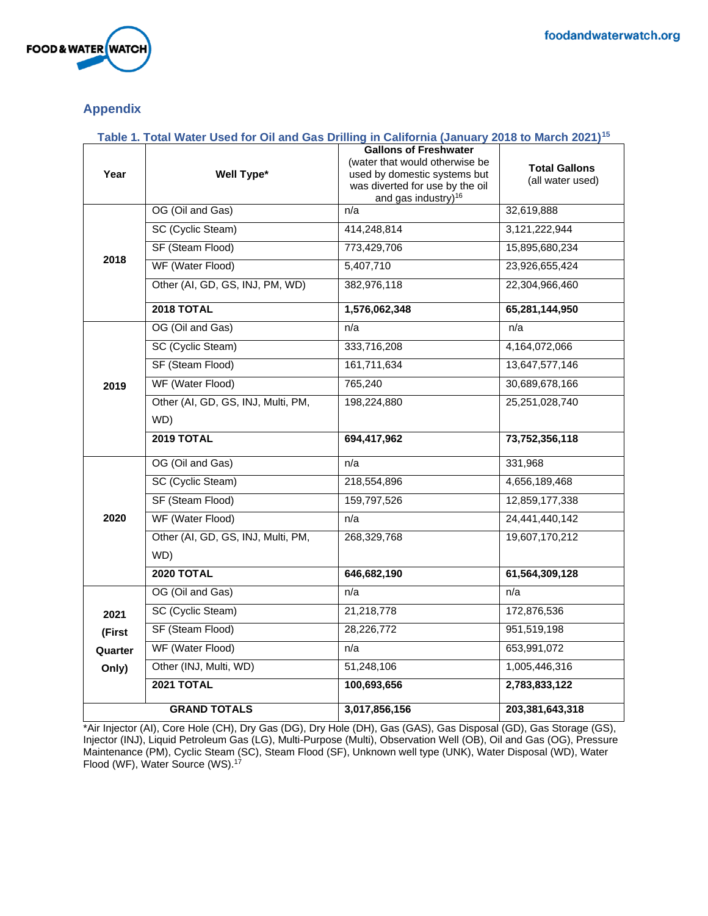## Appendix

**Table 1. Total Water Used for Oil and Gas Drilling in California (January 2018 to March 2021)[15]**

| Year | Well Type* | **Gallons of Freshwater** (water that would otherwise be used by domestic systems but was diverted for use by the oil and gas industry)[16] | **Total Gallons** (all water used) |
|---|---|---|---|
| 2018 | OG (Oil and Gas) | n/a | 32,619,888 |
| | SC (Cyclic Steam) | 414,248,814 | 3,121,222,944 |
| | SF (Steam Flood) | 773,429,706 | 15,895,680,234 |
| | WF (Water Flood) | 5,407,710 | 23,926,655,424 |
| | Other (AI, GD, GS, INJ, PM, WD) | 382,976,118 | 22,304,966,460 |
| | **2018 TOTAL** | **1,576,062,348** | **65,281,144,950** |
| 2019 | OG (Oil and Gas) | n/a | n/a |
| | SC (Cyclic Steam) | 333,716,208 | 4,164,072,066 |
| | SF (Steam Flood) | 161,711,634 | 13,647,577,146 |
| | WF (Water Flood) | 765,240 | 30,689,678,166 |
| | Other (AI, GD, GS, INJ, Multi, PM, WD) | 198,224,880 | 25,251,028,740 |
| | **2019 TOTAL** | **694,417,962** | **73,752,356,118** |
| 2020 | OG (Oil and Gas) | n/a | 331,968 |
| | SC (Cyclic Steam) | 218,554,896 | 4,656,189,468 |
| | SF (Steam Flood) | 159,797,526 | 12,859,177,338 |
| | WF (Water Flood) | n/a | 24,441,440,142 |
| | Other (AI, GD, GS, INJ, Multi, PM, WD) | 268,329,768 | 19,607,170,212 |
| | **2020 TOTAL** | **646,682,190** | **61,564,309,128** |
| 2021 (First Quarter Only) | OG (Oil and Gas) | n/a | n/a |
| | SC (Cyclic Steam) | 21,218,778 | 172,876,536 |
| | SF (Steam Flood) | 28,226,772 | 951,519,198 |
| | WF (Water Flood) | n/a | 653,991,072 |
| | Other (INJ, Multi, WD) | 51,248,106 | 1,005,446,316 |
| | **2021 TOTAL** | **100,693,656** | **2,783,833,122** |
| **GRAND TOTALS** | | **3,017,856,156** | **203,381,643,318** |

*Air Injector (AI), Core Hole (CH), Dry Gas (DG), Dry Hole (DH), Gas (GAS), Gas Disposal (GD), Gas Storage (GS), Injector (INJ), Liquid Petroleum Gas (LG), Multi-Purpose (Multi), Observation Well (OB), Oil and Gas (OG), Pressure Maintenance (PM), Cyclic Steam (SC), Steam Flood (SF), Unknown well type (UNK), Water Disposal (WD), Water Flood (WF), Water Source (WS).[17]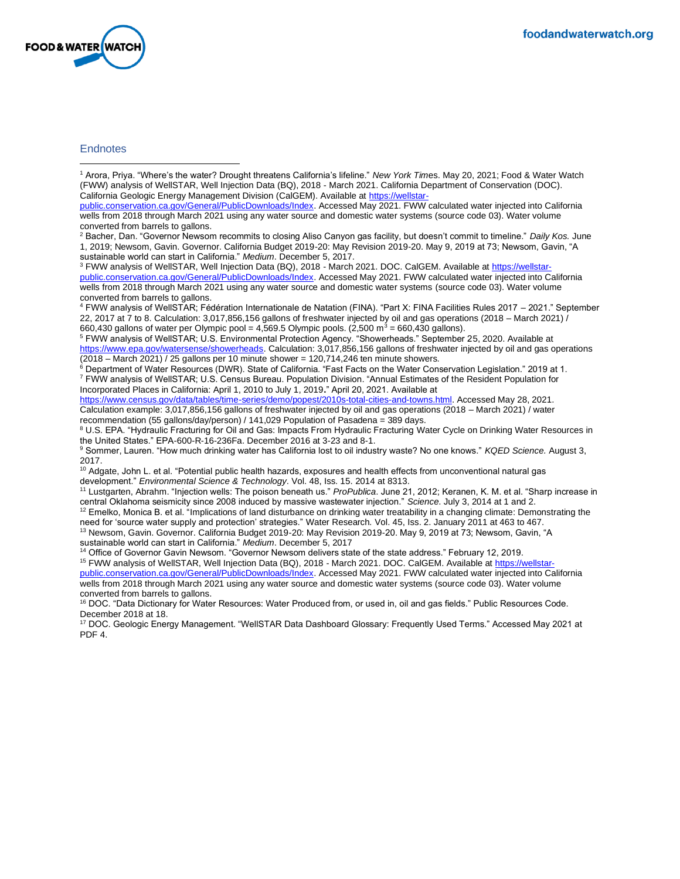## Endnotes

[1] Arora, Priya. "Where's the water? Drought threatens California's lifeline." *New York Times*. May 20, 2021; Food & Water Watch (FWW) analysis of WellSTAR, Well Injection Data (BQ), 2018 - March 2021. California Department of Conservation (DOC). California Geologic Energy Management Division (CalGEM). Available at https://wellstar-public.conservation.ca.gov/General/PublicDownloads/Index. Accessed May 2021. FWW calculated water injected into California wells from 2018 through March 2021 using any water source and domestic water systems (source code 03). Water volume converted from barrels to gallons.

[2] Bacher, Dan. "Governor Newsom recommits to closing Aliso Canyon gas facility, but doesn't commit to timeline." *Daily Kos.* June 1, 2019; Newsom, Gavin. Governor. California Budget 2019-20: May Revision 2019-20. May 9, 2019 at 73; Newsom, Gavin, "A sustainable world can start in California." *Medium*. December 5, 2017.

[3] FWW analysis of WellSTAR, Well Injection Data (BQ), 2018 - March 2021. DOC. CalGEM. Available at https://wellstar-public.conservation.ca.gov/General/PublicDownloads/Index. Accessed May 2021. FWW calculated water injected into California wells from 2018 through March 2021 using any water source and domestic water systems (source code 03). Water volume converted from barrels to gallons.

[4] FWW analysis of WellSTAR; Fédération Internationale de Natation (FINA). "Part X: FINA Facilities Rules 2017 – 2021." September 22, 2017 at 7 to 8. Calculation: 3,017,856,156 gallons of freshwater injected by oil and gas operations (2018 – March 2021) / 660,430 gallons of water per Olympic pool = 4,569.5 Olympic pools. (2,500 $m^3$ = 660,430 gallons).

[5] FWW analysis of WellSTAR; U.S. Environmental Protection Agency. "Showerheads." September 25, 2020. Available at https://www.epa.gov/watersense/showerheads. Calculation: 3,017,856,156 gallons of freshwater injected by oil and gas operations (2018 – March 2021) / 25 gallons per 10 minute shower = 120,714,246 ten minute showers.

[6] Department of Water Resources (DWR). State of California. "Fast Facts on the Water Conservation Legislation." 2019 at 1.

[7] FWW analysis of WellSTAR; U.S. Census Bureau. Population Division. "Annual Estimates of the Resident Population for Incorporated Places in California: April 1, 2010 to July 1, 2019." April 20, 2021. Available at https://www.census.gov/data/tables/time-series/demo/popest/2010s-total-cities-and-towns.html. Accessed May 28, 2021. Calculation example: 3,017,856,156 gallons of freshwater injected by oil and gas operations (2018 – March 2021) / water recommendation (55 gallons/day/person) / 141,029 Population of Pasadena = 389 days.

[8] U.S. EPA. "Hydraulic Fracturing for Oil and Gas: Impacts From Hydraulic Fracturing Water Cycle on Drinking Water Resources in the United States." EPA-600-R-16-236Fa. December 2016 at 3-23 and 8-1.

[9] Sommer, Lauren. "How much drinking water has California lost to oil industry waste? No one knows." *KQED Science.* August 3, 2017.

[10] Adgate, John L. et al. "Potential public health hazards, exposures and health effects from unconventional natural gas development." *Environmental Science & Technology*. Vol. 48, Iss. 15. 2014 at 8313.

[11] Lustgarten, Abrahm. "Injection wells: The poison beneath us." *ProPublica*. June 21, 2012; Keranen, K. M. et al. "Sharp increase in central Oklahoma seismicity since 2008 induced by massive wastewater injection." *Science.* July 3, 2014 at 1 and 2.

[12] Emelko, Monica B. et al. "Implications of land disturbance on drinking water treatability in a changing climate: Demonstrating the need for 'source water supply and protection' strategies." Water Research. Vol. 45, Iss. 2. January 2011 at 463 to 467.

[13] Newsom, Gavin. Governor. California Budget 2019-20: May Revision 2019-20. May 9, 2019 at 73; Newsom, Gavin, "A sustainable world can start in California." *Medium*. December 5, 2017

[14] Office of Governor Gavin Newsom. "Governor Newsom delivers state of the state address." February 12, 2019.

[15] FWW analysis of WellSTAR, Well Injection Data (BQ), 2018 - March 2021. DOC. CalGEM. Available at https://wellstar-public.conservation.ca.gov/General/PublicDownloads/Index. Accessed May 2021. FWW calculated water injected into California wells from 2018 through March 2021 using any water source and domestic water systems (source code 03). Water volume converted from barrels to gallons.

[16] DOC. "Data Dictionary for Water Resources: Water Produced from, or used in, oil and gas fields." Public Resources Code. December 2018 at 18.

[17] DOC. Geologic Energy Management. "WellSTAR Data Dashboard Glossary: Frequently Used Terms." Accessed May 2021 at PDF 4.